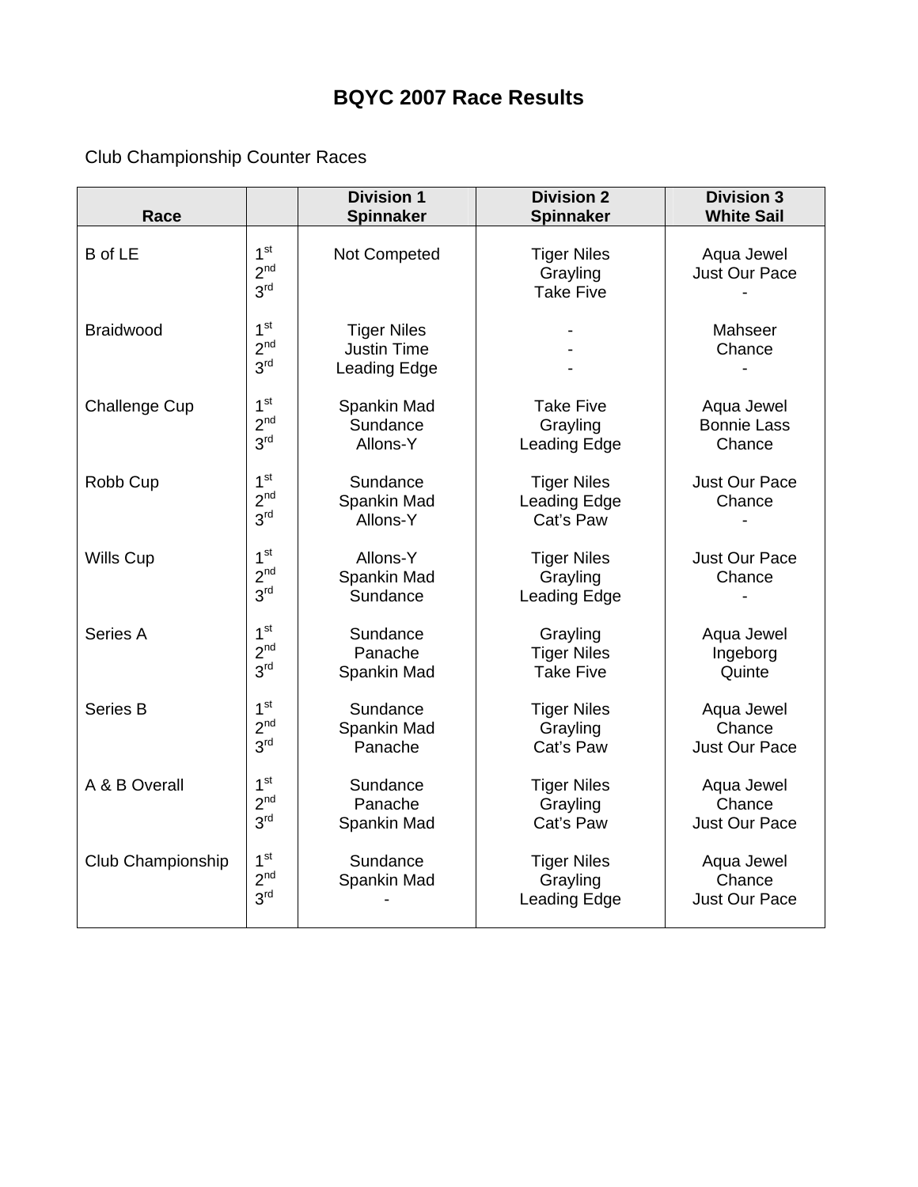# BQYC 2007 Race Results

Club Championship Counter Races

| Race | | Division 1 Spinnaker | Division 2 Spinnaker | Division 3 White Sail |
|---|---|---|---|---|
| B of LE | 1st | Not Competed | Tiger Niles | Aqua Jewel |
| | 2nd | | Grayling | Just Our Pace |
| | 3rd | | Take Five | - |
| Braidwood | 1st | Tiger Niles | - | Mahseer |
| | 2nd | Justin Time | - | Chance |
| | 3rd | Leading Edge | - | - |
| Challenge Cup | 1st | Spankin Mad | Take Five | Aqua Jewel |
| | 2nd | Sundance | Grayling | Bonnie Lass |
| | 3rd | Allons-Y | Leading Edge | Chance |
| Robb Cup | 1st | Sundance | Tiger Niles | Just Our Pace |
| | 2nd | Spankin Mad | Leading Edge | Chance |
| | 3rd | Allons-Y | Cat's Paw | - |
| Wills Cup | 1st | Allons-Y | Tiger Niles | Just Our Pace |
| | 2nd | Spankin Mad | Grayling | Chance |
| | 3rd | Sundance | Leading Edge | - |
| Series A | 1st | Sundance | Grayling | Aqua Jewel |
| | 2nd | Panache | Tiger Niles | Ingeborg |
| | 3rd | Spankin Mad | Take Five | Quinte |
| Series B | 1st | Sundance | Tiger Niles | Aqua Jewel |
| | 2nd | Spankin Mad | Grayling | Chance |
| | 3rd | Panache | Cat's Paw | Just Our Pace |
| A & B Overall | 1st | Sundance | Tiger Niles | Aqua Jewel |
| | 2nd | Panache | Grayling | Chance |
| | 3rd | Spankin Mad | Cat's Paw | Just Our Pace |
| Club Championship | 1st | Sundance | Tiger Niles | Aqua Jewel |
| | 2nd | Spankin Mad | Grayling | Chance |
| | 3rd | - | Leading Edge | Just Our Pace |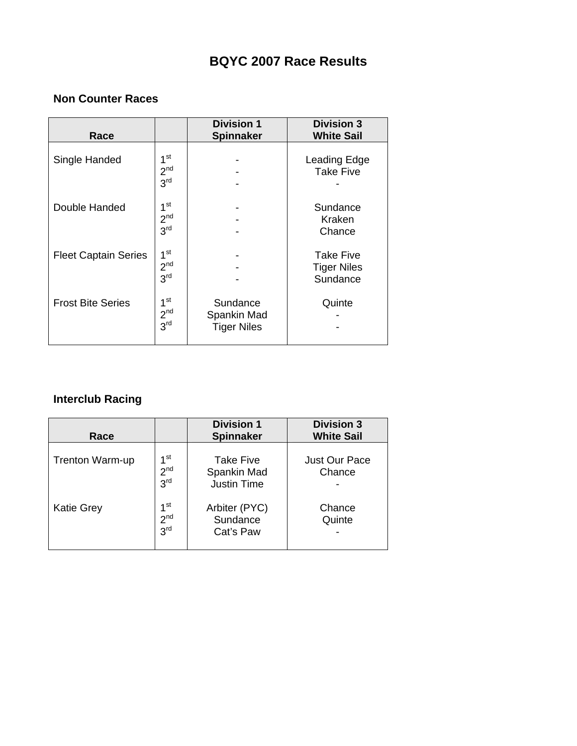# BQYC 2007 Race Results

## Non Counter Races

| Race | | Division 1 Spinnaker | Division 3 White Sail |
|---|---|---|---|
| Single Handed | 1st | - | Leading Edge |
| | 2nd | - | Take Five |
| | 3rd | - | - |
| Double Handed | 1st | - | Sundance |
| | 2nd | - | Kraken |
| | 3rd | - | Chance |
| Fleet Captain Series | 1st | - | Take Five |
| | 2nd | - | Tiger Niles |
| | 3rd | - | Sundance |
| Frost Bite Series | 1st | Sundance | Quinte |
| | 2nd | Spankin Mad | - |
| | 3rd | Tiger Niles | - |

## Interclub Racing

| Race | | Division 1 Spinnaker | Division 3 White Sail |
|---|---|---|---|
| Trenton Warm-up | 1st | Take Five | Just Our Pace |
| | 2nd | Spankin Mad | Chance |
| | 3rd | Justin Time | - |
| Katie Grey | 1st | Arbiter (PYC) | Chance |
| | 2nd | Sundance | Quinte |
| | 3rd | Cat's Paw | - |